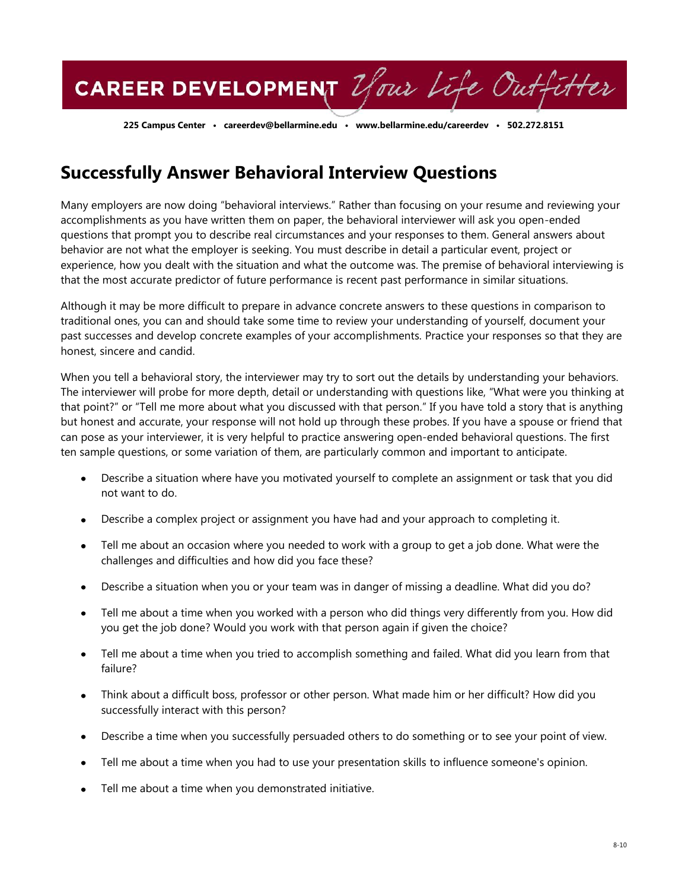CAREER DEVELOPMENT *Your Life Outfitter*

**225 Campus Center • careerdev@bellarmine.edu • www.bellarmine.edu/careerdev • 502.272.8151**

# Successfully Answer Behavioral Interview Questions

Many employers are now doing "behavioral interviews." Rather than focusing on your resume and reviewing your accomplishments as you have written them on paper, the behavioral interviewer will ask you open-ended questions that prompt you to describe real circumstances and your responses to them. General answers about behavior are not what the employer is seeking. You must describe in detail a particular event, project or experience, how you dealt with the situation and what the outcome was. The premise of behavioral interviewing is that the most accurate predictor of future performance is recent past performance in similar situations.

Although it may be more difficult to prepare in advance concrete answers to these questions in comparison to traditional ones, you can and should take some time to review your understanding of yourself, document your past successes and develop concrete examples of your accomplishments. Practice your responses so that they are honest, sincere and candid.

When you tell a behavioral story, the interviewer may try to sort out the details by understanding your behaviors. The interviewer will probe for more depth, detail or understanding with questions like, "What were you thinking at that point?" or "Tell me more about what you discussed with that person." If you have told a story that is anything but honest and accurate, your response will not hold up through these probes. If you have a spouse or friend that can pose as your interviewer, it is very helpful to practice answering open-ended behavioral questions. The first ten sample questions, or some variation of them, are particularly common and important to anticipate.

- Describe a situation where have you motivated yourself to complete an assignment or task that you did not want to do.
- Describe a complex project or assignment you have had and your approach to completing it.
- Tell me about an occasion where you needed to work with a group to get a job done. What were the challenges and difficulties and how did you face these?
- Describe a situation when you or your team was in danger of missing a deadline. What did you do?
- Tell me about a time when you worked with a person who did things very differently from you. How did you get the job done? Would you work with that person again if given the choice?
- Tell me about a time when you tried to accomplish something and failed. What did you learn from that failure?
- Think about a difficult boss, professor or other person. What made him or her difficult? How did you successfully interact with this person?
- Describe a time when you successfully persuaded others to do something or to see your point of view.
- Tell me about a time when you had to use your presentation skills to influence someone's opinion.
- Tell me about a time when you demonstrated initiative.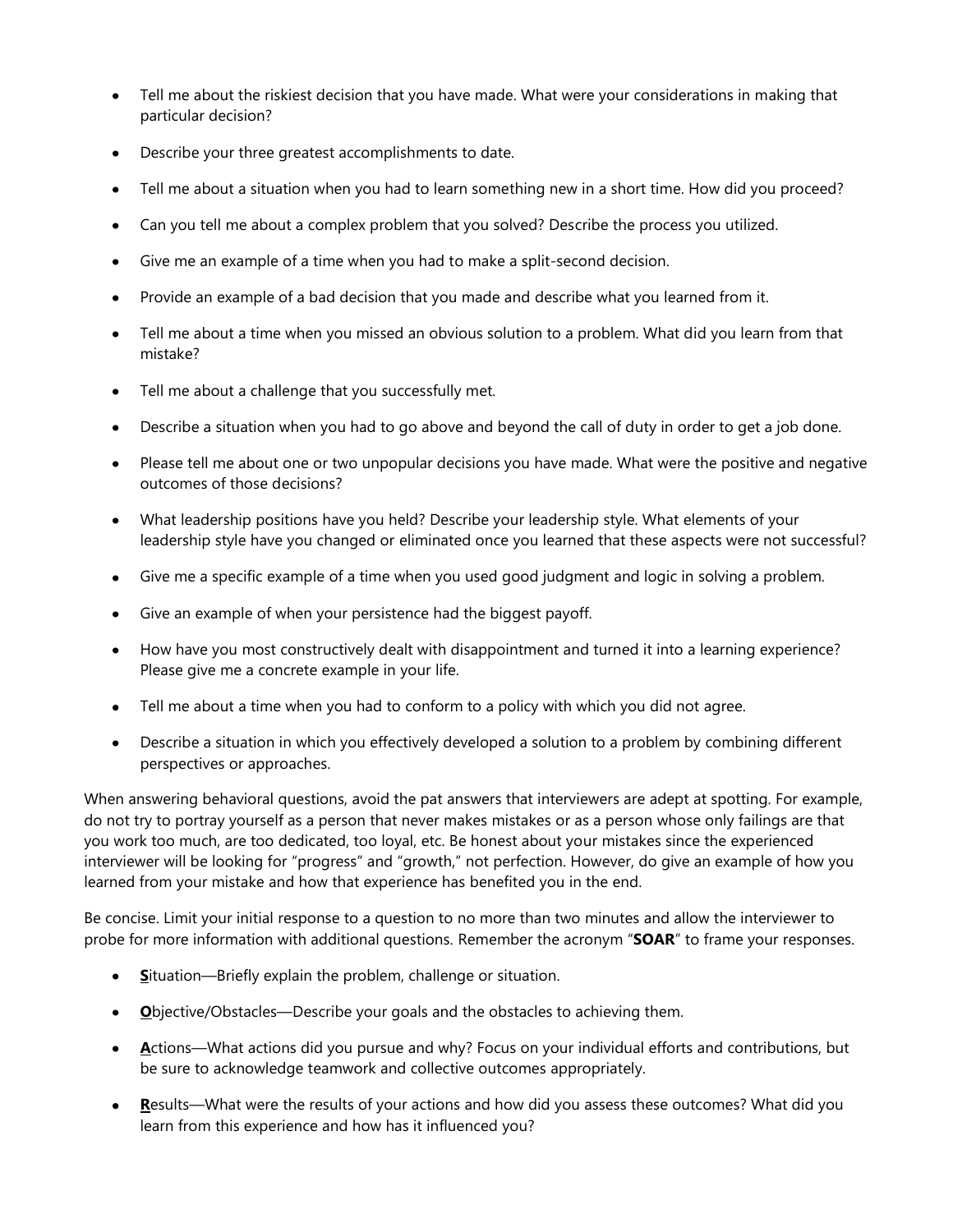- Tell me about the riskiest decision that you have made. What were your considerations in making that particular decision?
- Describe your three greatest accomplishments to date.
- Tell me about a situation when you had to learn something new in a short time. How did you proceed?
- Can you tell me about a complex problem that you solved? Describe the process you utilized.
- Give me an example of a time when you had to make a split-second decision.
- Provide an example of a bad decision that you made and describe what you learned from it.
- Tell me about a time when you missed an obvious solution to a problem. What did you learn from that mistake?
- Tell me about a challenge that you successfully met.
- Describe a situation when you had to go above and beyond the call of duty in order to get a job done.
- Please tell me about one or two unpopular decisions you have made. What were the positive and negative outcomes of those decisions?
- What leadership positions have you held? Describe your leadership style. What elements of your leadership style have you changed or eliminated once you learned that these aspects were not successful?
- Give me a specific example of a time when you used good judgment and logic in solving a problem.
- Give an example of when your persistence had the biggest payoff.
- How have you most constructively dealt with disappointment and turned it into a learning experience? Please give me a concrete example in your life.
- Tell me about a time when you had to conform to a policy with which you did not agree.
- Describe a situation in which you effectively developed a solution to a problem by combining different perspectives or approaches.

When answering behavioral questions, avoid the pat answers that interviewers are adept at spotting. For example, do not try to portray yourself as a person that never makes mistakes or as a person whose only failings are that you work too much, are too dedicated, too loyal, etc. Be honest about your mistakes since the experienced interviewer will be looking for "progress" and "growth," not perfection. However, do give an example of how you learned from your mistake and how that experience has benefited you in the end.

Be concise. Limit your initial response to a question to no more than two minutes and allow the interviewer to probe for more information with additional questions. Remember the acronym "**SOAR**" to frame your responses.

- **S**ituation—Briefly explain the problem, challenge or situation.
- **O**bjective/Obstacles—Describe your goals and the obstacles to achieving them.
- **A**ctions—What actions did you pursue and why? Focus on your individual efforts and contributions, but be sure to acknowledge teamwork and collective outcomes appropriately.
- **R**esults—What were the results of your actions and how did you assess these outcomes? What did you learn from this experience and how has it influenced you?